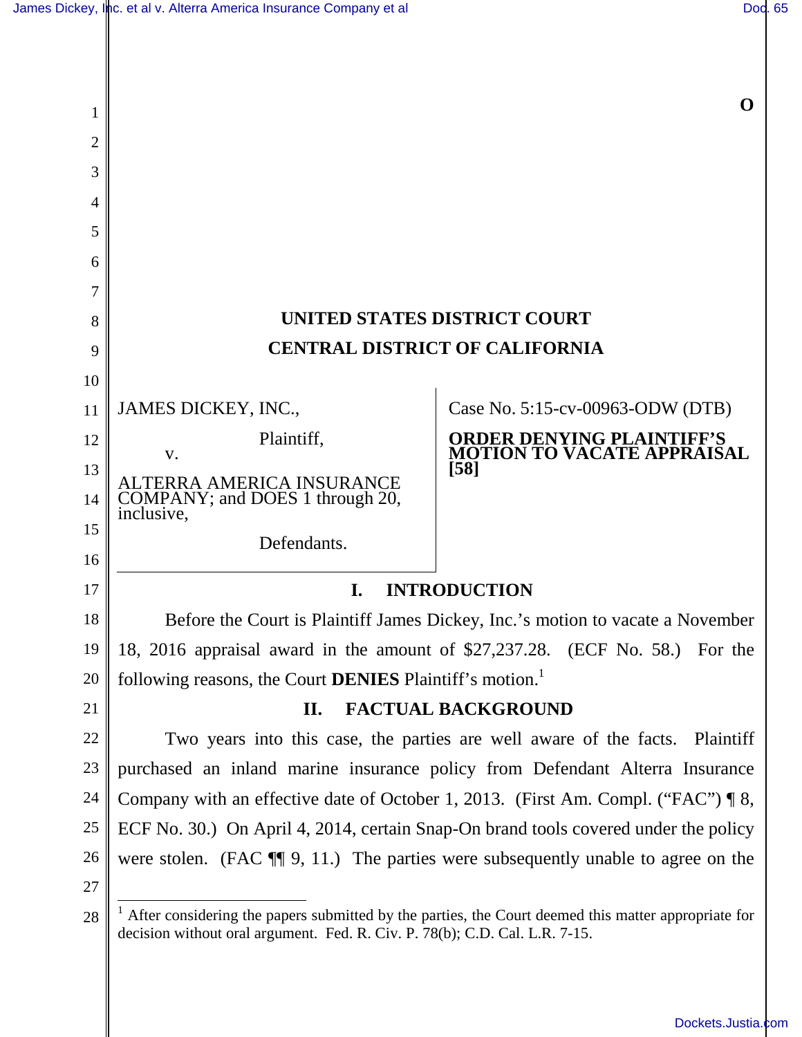O

**UNITED STATES DISTRICT COURT**

**CENTRAL DISTRICT OF CALIFORNIA**

JAMES DICKEY, INC.,

Plaintiff,

v.

ALTERRA AMERICA INSURANCE COMPANY; and DOES 1 through 20, inclusive,

Defendants.

Case No. 5:15-cv-00963-ODW (DTB)

**ORDER DENYING PLAINTIFF'S MOTION TO VACATE APPRAISAL [58]**

## I. INTRODUCTION

Before the Court is Plaintiff James Dickey, Inc.'s motion to vacate a November 18, 2016 appraisal award in the amount of $27,237.28. (ECF No. 58.) For the following reasons, the Court **DENIES** Plaintiff's motion.[1]

## II. FACTUAL BACKGROUND

Two years into this case, the parties are well aware of the facts. Plaintiff purchased an inland marine insurance policy from Defendant Alterra Insurance Company with an effective date of October 1, 2013. (First Am. Compl. ("FAC") ¶ 8, ECF No. 30.) On April 4, 2014, certain Snap-On brand tools covered under the policy were stolen. (FAC ¶¶ 9, 11.) The parties were subsequently unable to agree on the

[1] After considering the papers submitted by the parties, the Court deemed this matter appropriate for decision without oral argument. Fed. R. Civ. P. 78(b); C.D. Cal. L.R. 7-15.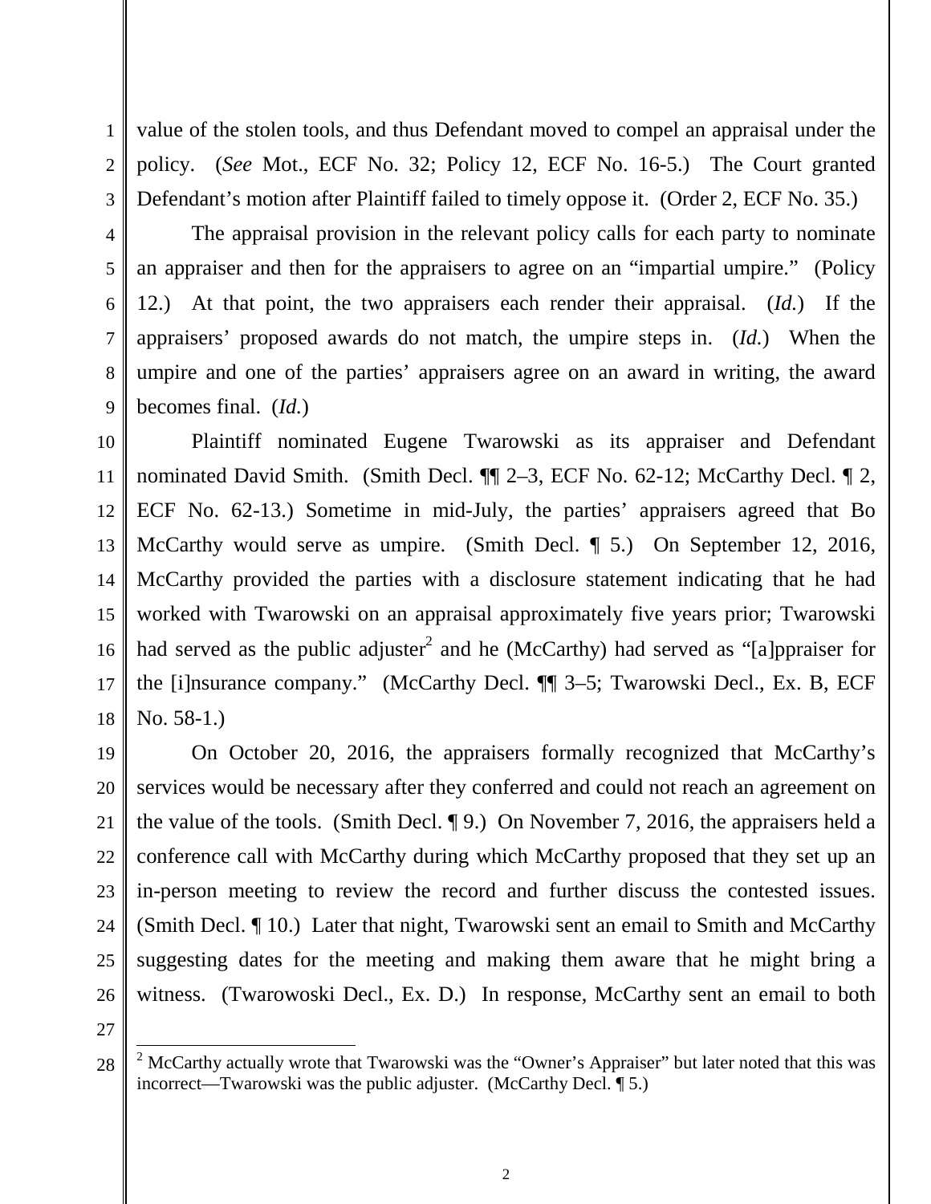value of the stolen tools, and thus Defendant moved to compel an appraisal under the policy. (*See* Mot., ECF No. 32; Policy 12, ECF No. 16-5.) The Court granted Defendant's motion after Plaintiff failed to timely oppose it. (Order 2, ECF No. 35.)

The appraisal provision in the relevant policy calls for each party to nominate an appraiser and then for the appraisers to agree on an "impartial umpire." (Policy 12.) At that point, the two appraisers each render their appraisal. (*Id.*) If the appraisers' proposed awards do not match, the umpire steps in. (*Id.*) When the umpire and one of the parties' appraisers agree on an award in writing, the award becomes final. (*Id.*)

Plaintiff nominated Eugene Twarowski as its appraiser and Defendant nominated David Smith. (Smith Decl. ¶¶ 2–3, ECF No. 62-12; McCarthy Decl. ¶ 2, ECF No. 62-13.) Sometime in mid-July, the parties' appraisers agreed that Bo McCarthy would serve as umpire. (Smith Decl. ¶ 5.) On September 12, 2016, McCarthy provided the parties with a disclosure statement indicating that he had worked with Twarowski on an appraisal approximately five years prior; Twarowski had served as the public adjuster[2] and he (McCarthy) had served as "[a]ppraiser for the [i]nsurance company." (McCarthy Decl. ¶¶ 3–5; Twarowski Decl., Ex. B, ECF No. 58-1.)

On October 20, 2016, the appraisers formally recognized that McCarthy's services would be necessary after they conferred and could not reach an agreement on the value of the tools. (Smith Decl. ¶ 9.) On November 7, 2016, the appraisers held a conference call with McCarthy during which McCarthy proposed that they set up an in-person meeting to review the record and further discuss the contested issues. (Smith Decl. ¶ 10.) Later that night, Twarowski sent an email to Smith and McCarthy suggesting dates for the meeting and making them aware that he might bring a witness. (Twarowoski Decl., Ex. D.) In response, McCarthy sent an email to both

[2] McCarthy actually wrote that Twarowski was the "Owner's Appraiser" but later noted that this was incorrect—Twarowski was the public adjuster. (McCarthy Decl. ¶ 5.)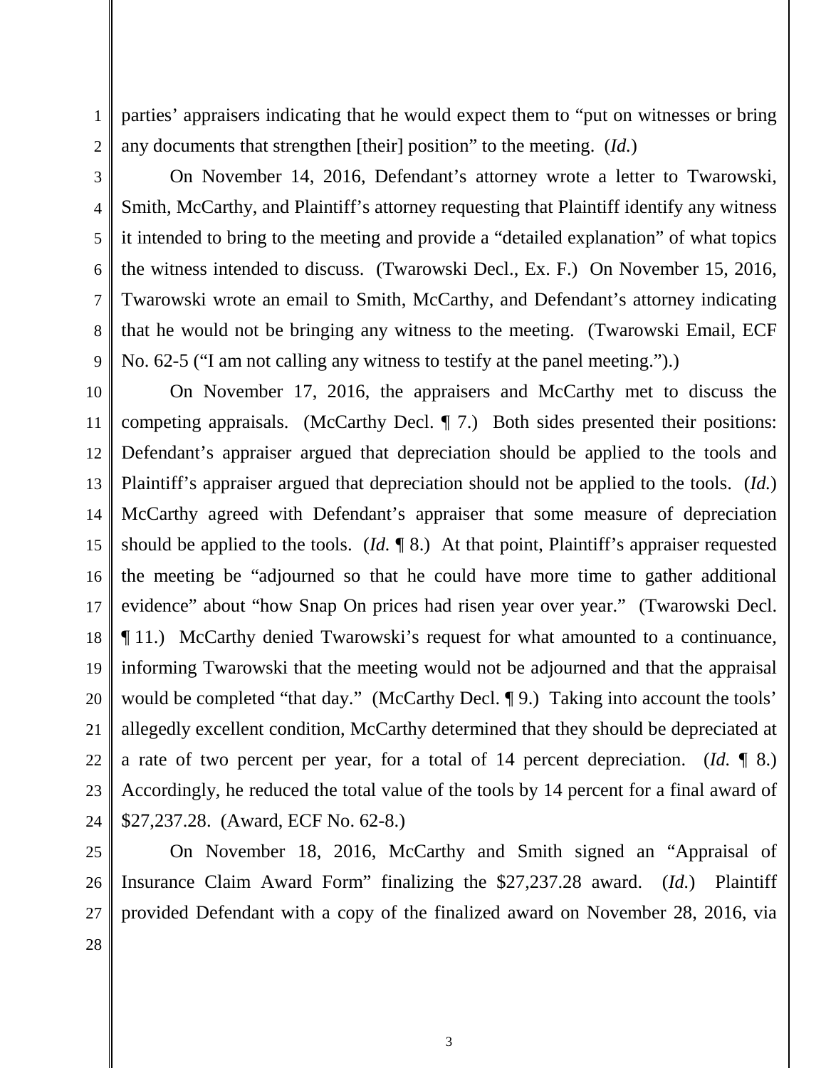parties' appraisers indicating that he would expect them to "put on witnesses or bring any documents that strengthen [their] position" to the meeting. (*Id.*)

On November 14, 2016, Defendant's attorney wrote a letter to Twarowski, Smith, McCarthy, and Plaintiff's attorney requesting that Plaintiff identify any witness it intended to bring to the meeting and provide a "detailed explanation" of what topics the witness intended to discuss. (Twarowski Decl., Ex. F.) On November 15, 2016, Twarowski wrote an email to Smith, McCarthy, and Defendant's attorney indicating that he would not be bringing any witness to the meeting. (Twarowski Email, ECF No. 62-5 ("I am not calling any witness to testify at the panel meeting.").)

On November 17, 2016, the appraisers and McCarthy met to discuss the competing appraisals. (McCarthy Decl. ¶ 7.) Both sides presented their positions: Defendant's appraiser argued that depreciation should be applied to the tools and Plaintiff's appraiser argued that depreciation should not be applied to the tools. (*Id.*) McCarthy agreed with Defendant's appraiser that some measure of depreciation should be applied to the tools. (*Id.* ¶ 8.) At that point, Plaintiff's appraiser requested the meeting be "adjourned so that he could have more time to gather additional evidence" about "how Snap On prices had risen year over year." (Twarowski Decl. ¶ 11.) McCarthy denied Twarowski's request for what amounted to a continuance, informing Twarowski that the meeting would not be adjourned and that the appraisal would be completed "that day." (McCarthy Decl. ¶ 9.) Taking into account the tools' allegedly excellent condition, McCarthy determined that they should be depreciated at a rate of two percent per year, for a total of 14 percent depreciation. (*Id.* ¶ 8.) Accordingly, he reduced the total value of the tools by 14 percent for a final award of $27,237.28. (Award, ECF No. 62-8.)

On November 18, 2016, McCarthy and Smith signed an "Appraisal of Insurance Claim Award Form" finalizing the $27,237.28 award. (*Id.*) Plaintiff provided Defendant with a copy of the finalized award on November 28, 2016, via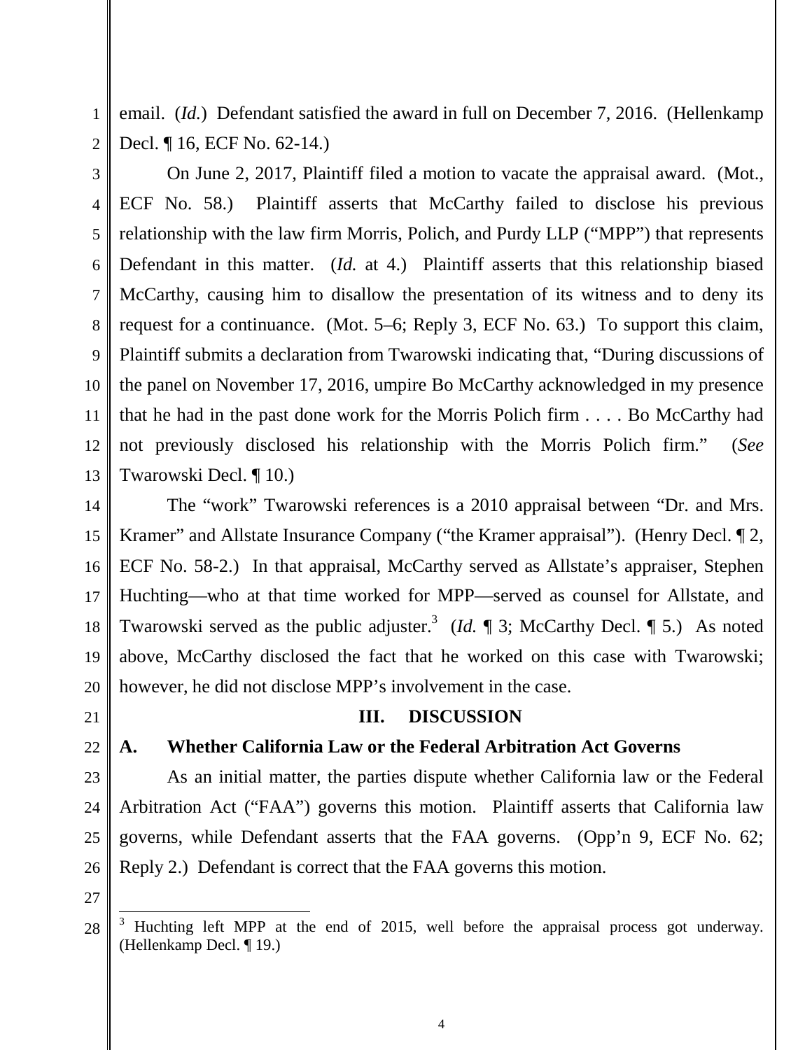email. (*Id.*) Defendant satisfied the award in full on December 7, 2016. (Hellenkamp Decl. ¶ 16, ECF No. 62-14.)

On June 2, 2017, Plaintiff filed a motion to vacate the appraisal award. (Mot., ECF No. 58.) Plaintiff asserts that McCarthy failed to disclose his previous relationship with the law firm Morris, Polich, and Purdy LLP ("MPP") that represents Defendant in this matter. (*Id.* at 4.) Plaintiff asserts that this relationship biased McCarthy, causing him to disallow the presentation of its witness and to deny its request for a continuance. (Mot. 5–6; Reply 3, ECF No. 63.) To support this claim, Plaintiff submits a declaration from Twarowski indicating that, "During discussions of the panel on November 17, 2016, umpire Bo McCarthy acknowledged in my presence that he had in the past done work for the Morris Polich firm . . . . Bo McCarthy had not previously disclosed his relationship with the Morris Polich firm." (*See* Twarowski Decl. ¶ 10.)

The "work" Twarowski references is a 2010 appraisal between "Dr. and Mrs. Kramer" and Allstate Insurance Company ("the Kramer appraisal"). (Henry Decl. ¶ 2, ECF No. 58-2.) In that appraisal, McCarthy served as Allstate's appraiser, Stephen Huchting—who at that time worked for MPP—served as counsel for Allstate, and Twarowski served as the public adjuster.[3] (*Id.* ¶ 3; McCarthy Decl. ¶ 5.) As noted above, McCarthy disclosed the fact that he worked on this case with Twarowski; however, he did not disclose MPP's involvement in the case.

## III. DISCUSSION

### A. Whether California Law or the Federal Arbitration Act Governs

As an initial matter, the parties dispute whether California law or the Federal Arbitration Act ("FAA") governs this motion. Plaintiff asserts that California law governs, while Defendant asserts that the FAA governs. (Opp'n 9, ECF No. 62; Reply 2.) Defendant is correct that the FAA governs this motion.

---

[3] Huchting left MPP at the end of 2015, well before the appraisal process got underway. (Hellenkamp Decl. ¶ 19.)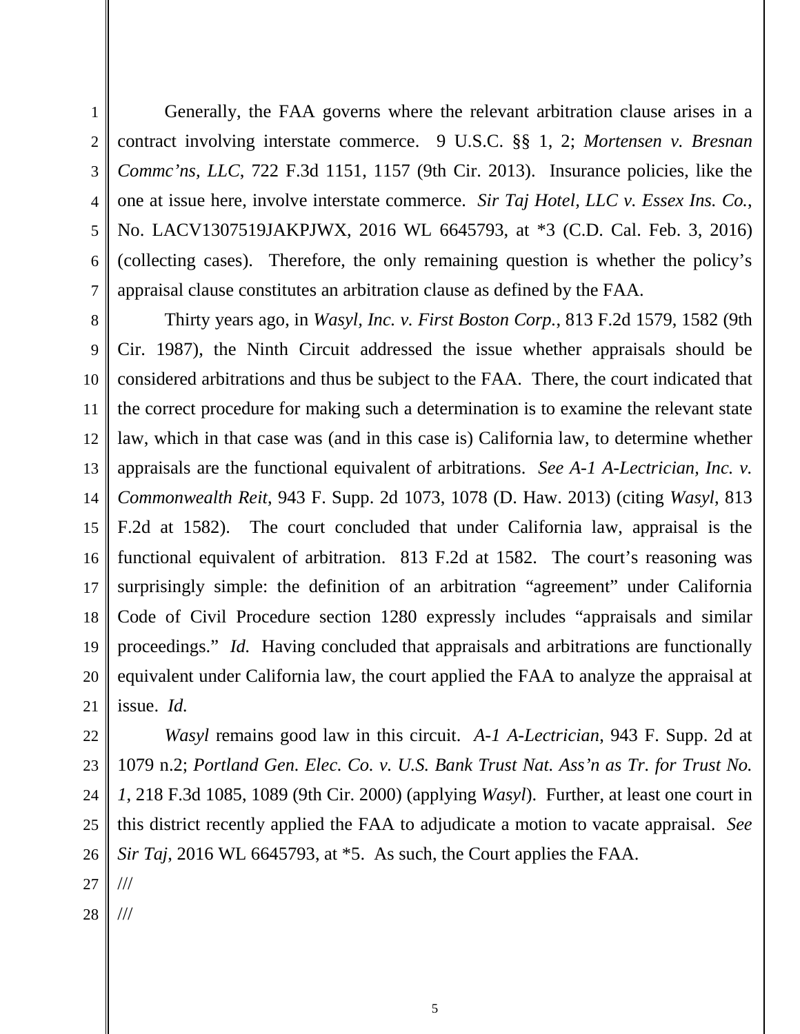Generally, the FAA governs where the relevant arbitration clause arises in a contract involving interstate commerce. 9 U.S.C. §§ 1, 2; *Mortensen v. Bresnan Commc'ns, LLC*, 722 F.3d 1151, 1157 (9th Cir. 2013). Insurance policies, like the one at issue here, involve interstate commerce. *Sir Taj Hotel, LLC v. Essex Ins. Co.*, No. LACV1307519JAKPJWX, 2016 WL 6645793, at *3 (C.D. Cal. Feb. 3, 2016) (collecting cases). Therefore, the only remaining question is whether the policy's appraisal clause constitutes an arbitration clause as defined by the FAA.

Thirty years ago, in *Wasyl, Inc. v. First Boston Corp.*, 813 F.2d 1579, 1582 (9th Cir. 1987), the Ninth Circuit addressed the issue whether appraisals should be considered arbitrations and thus be subject to the FAA. There, the court indicated that the correct procedure for making such a determination is to examine the relevant state law, which in that case was (and in this case is) California law, to determine whether appraisals are the functional equivalent of arbitrations. *See A-1 A-Lectrician, Inc. v. Commonwealth Reit*, 943 F. Supp. 2d 1073, 1078 (D. Haw. 2013) (citing *Wasyl*, 813 F.2d at 1582). The court concluded that under California law, appraisal is the functional equivalent of arbitration. 813 F.2d at 1582. The court's reasoning was surprisingly simple: the definition of an arbitration "agreement" under California Code of Civil Procedure section 1280 expressly includes "appraisals and similar proceedings." *Id.* Having concluded that appraisals and arbitrations are functionally equivalent under California law, the court applied the FAA to analyze the appraisal at issue. *Id.*

*Wasyl* remains good law in this circuit. *A-1 A-Lectrician*, 943 F. Supp. 2d at 1079 n.2; *Portland Gen. Elec. Co. v. U.S. Bank Trust Nat. Ass'n as Tr. for Trust No. 1*, 218 F.3d 1085, 1089 (9th Cir. 2000) (applying *Wasyl*). Further, at least one court in this district recently applied the FAA to adjudicate a motion to vacate appraisal. *See Sir Taj*, 2016 WL 6645793, at *5. As such, the Court applies the FAA.

///

///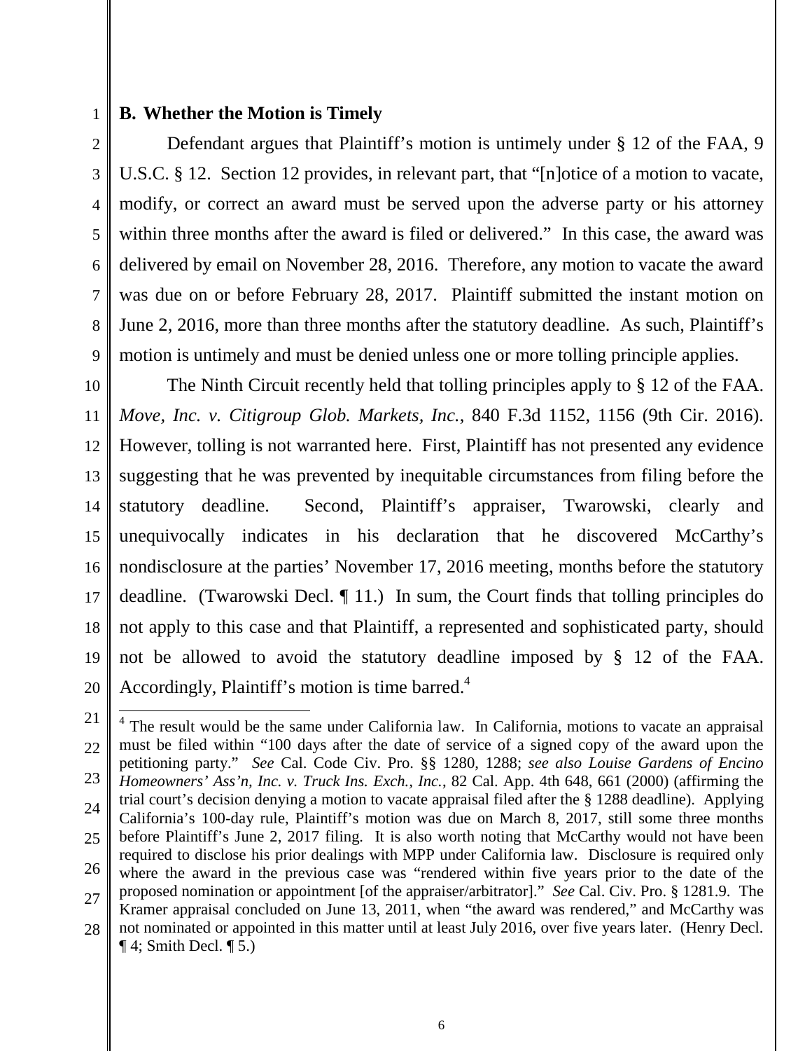### B. Whether the Motion is Timely

Defendant argues that Plaintiff's motion is untimely under § 12 of the FAA, 9 U.S.C. § 12. Section 12 provides, in relevant part, that "[n]otice of a motion to vacate, modify, or correct an award must be served upon the adverse party or his attorney within three months after the award is filed or delivered." In this case, the award was delivered by email on November 28, 2016. Therefore, any motion to vacate the award was due on or before February 28, 2017. Plaintiff submitted the instant motion on June 2, 2016, more than three months after the statutory deadline. As such, Plaintiff's motion is untimely and must be denied unless one or more tolling principle applies.

The Ninth Circuit recently held that tolling principles apply to § 12 of the FAA. *Move, Inc. v. Citigroup Glob. Markets, Inc.*, 840 F.3d 1152, 1156 (9th Cir. 2016). However, tolling is not warranted here. First, Plaintiff has not presented any evidence suggesting that he was prevented by inequitable circumstances from filing before the statutory deadline. Second, Plaintiff's appraiser, Twarowski, clearly and unequivocally indicates in his declaration that he discovered McCarthy's nondisclosure at the parties' November 17, 2016 meeting, months before the statutory deadline. (Twarowski Decl. ¶ 11.) In sum, the Court finds that tolling principles do not apply to this case and that Plaintiff, a represented and sophisticated party, should not be allowed to avoid the statutory deadline imposed by § 12 of the FAA. Accordingly, Plaintiff's motion is time barred.[4]

---

[4] The result would be the same under California law. In California, motions to vacate an appraisal must be filed within "100 days after the date of service of a signed copy of the award upon the petitioning party." *See* Cal. Code Civ. Pro. §§ 1280, 1288; *see also Louise Gardens of Encino Homeowners' Ass'n, Inc. v. Truck Ins. Exch., Inc.*, 82 Cal. App. 4th 648, 661 (2000) (affirming the trial court's decision denying a motion to vacate appraisal filed after the § 1288 deadline). Applying California's 100-day rule, Plaintiff's motion was due on March 8, 2017, still some three months before Plaintiff's June 2, 2017 filing. It is also worth noting that McCarthy would not have been required to disclose his prior dealings with MPP under California law. Disclosure is required only where the award in the previous case was "rendered within five years prior to the date of the proposed nomination or appointment [of the appraiser/arbitrator]." *See* Cal. Civ. Pro. § 1281.9. The Kramer appraisal concluded on June 13, 2011, when "the award was rendered," and McCarthy was not nominated or appointed in this matter until at least July 2016, over five years later. (Henry Decl. ¶ 4; Smith Decl. ¶ 5.)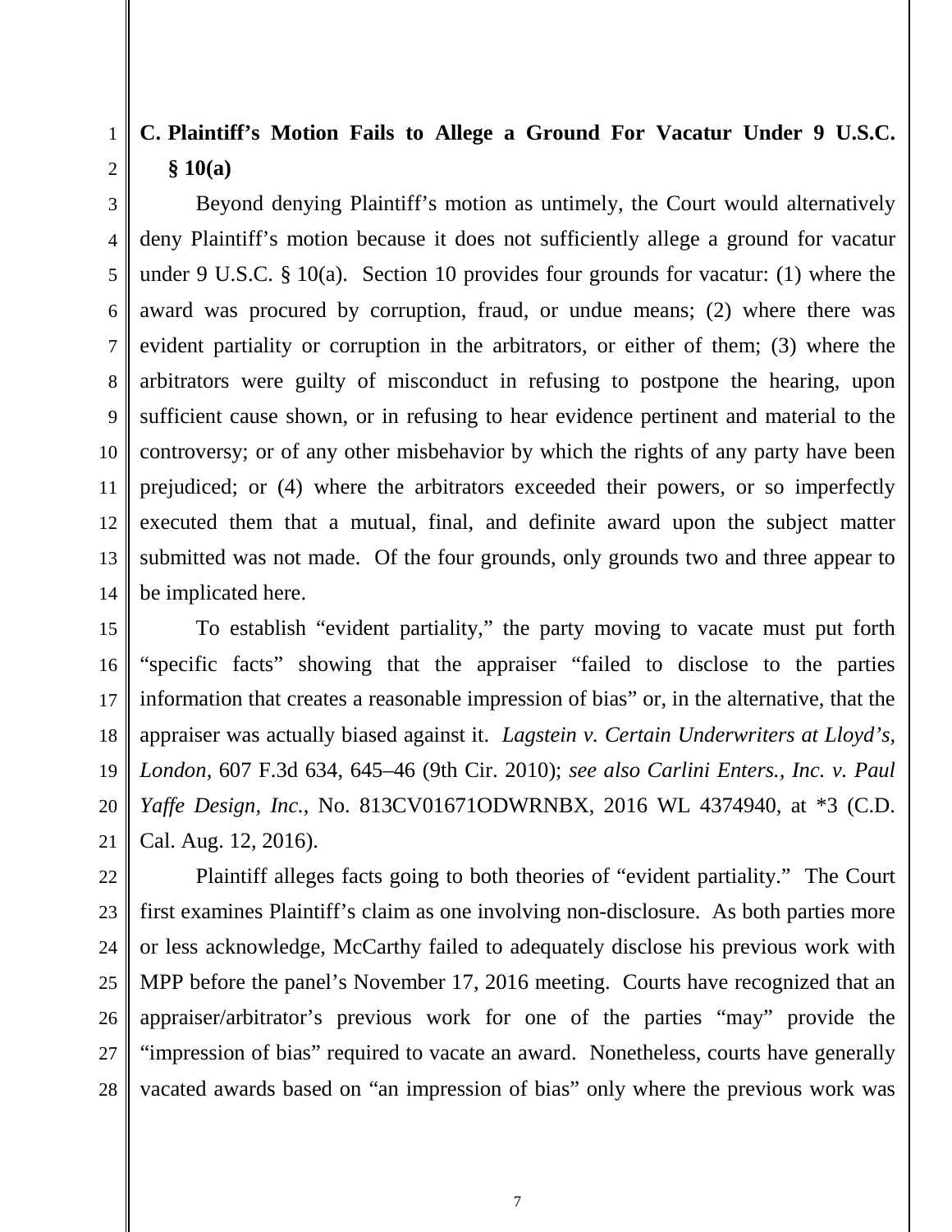### C. Plaintiff's Motion Fails to Allege a Ground For Vacatur Under 9 U.S.C. § 10(a)

Beyond denying Plaintiff's motion as untimely, the Court would alternatively deny Plaintiff's motion because it does not sufficiently allege a ground for vacatur under 9 U.S.C. § 10(a). Section 10 provides four grounds for vacatur: (1) where the award was procured by corruption, fraud, or undue means; (2) where there was evident partiality or corruption in the arbitrators, or either of them; (3) where the arbitrators were guilty of misconduct in refusing to postpone the hearing, upon sufficient cause shown, or in refusing to hear evidence pertinent and material to the controversy; or of any other misbehavior by which the rights of any party have been prejudiced; or (4) where the arbitrators exceeded their powers, or so imperfectly executed them that a mutual, final, and definite award upon the subject matter submitted was not made. Of the four grounds, only grounds two and three appear to be implicated here.

To establish "evident partiality," the party moving to vacate must put forth "specific facts" showing that the appraiser "failed to disclose to the parties information that creates a reasonable impression of bias" or, in the alternative, that the appraiser was actually biased against it. *Lagstein v. Certain Underwriters at Lloyd's, London*, 607 F.3d 634, 645–46 (9th Cir. 2010); *see also Carlini Enters., Inc. v. Paul Yaffe Design, Inc.*, No. 813CV01671ODWRNBX, 2016 WL 4374940, at *3 (C.D. Cal. Aug. 12, 2016).

Plaintiff alleges facts going to both theories of "evident partiality." The Court first examines Plaintiff's claim as one involving non-disclosure. As both parties more or less acknowledge, McCarthy failed to adequately disclose his previous work with MPP before the panel's November 17, 2016 meeting. Courts have recognized that an appraiser/arbitrator's previous work for one of the parties "may" provide the "impression of bias" required to vacate an award. Nonetheless, courts have generally vacated awards based on "an impression of bias" only where the previous work was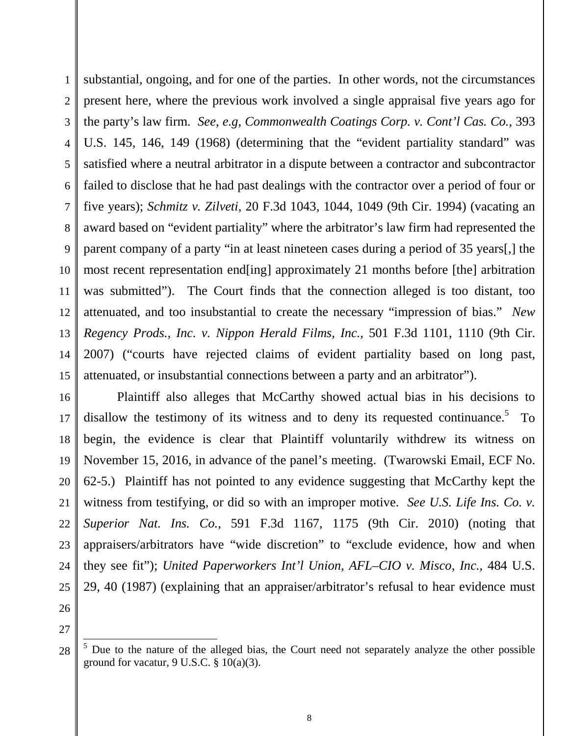substantial, ongoing, and for one of the parties. In other words, not the circumstances present here, where the previous work involved a single appraisal five years ago for the party's law firm. *See, e.g*, *Commonwealth Coatings Corp. v. Cont'l Cas. Co.*, 393 U.S. 145, 146, 149 (1968) (determining that the "evident partiality standard" was satisfied where a neutral arbitrator in a dispute between a contractor and subcontractor failed to disclose that he had past dealings with the contractor over a period of four or five years); *Schmitz v. Zilveti*, 20 F.3d 1043, 1044, 1049 (9th Cir. 1994) (vacating an award based on "evident partiality" where the arbitrator's law firm had represented the parent company of a party "in at least nineteen cases during a period of 35 years[,] the most recent representation end[ing] approximately 21 months before [the] arbitration was submitted"). The Court finds that the connection alleged is too distant, too attenuated, and too insubstantial to create the necessary "impression of bias." *New Regency Prods., Inc. v. Nippon Herald Films, Inc.*, 501 F.3d 1101, 1110 (9th Cir. 2007) ("courts have rejected claims of evident partiality based on long past, attenuated, or insubstantial connections between a party and an arbitrator").

Plaintiff also alleges that McCarthy showed actual bias in his decisions to disallow the testimony of its witness and to deny its requested continuance.[5] To begin, the evidence is clear that Plaintiff voluntarily withdrew its witness on November 15, 2016, in advance of the panel's meeting. (Twarowski Email, ECF No. 62-5.) Plaintiff has not pointed to any evidence suggesting that McCarthy kept the witness from testifying, or did so with an improper motive. *See U.S. Life Ins. Co. v. Superior Nat. Ins. Co.*, 591 F.3d 1167, 1175 (9th Cir. 2010) (noting that appraisers/arbitrators have "wide discretion" to "exclude evidence, how and when they see fit"); *United Paperworkers Int'l Union, AFL–CIO v. Misco, Inc.*, 484 U.S. 29, 40 (1987) (explaining that an appraiser/arbitrator's refusal to hear evidence must

---

[5] Due to the nature of the alleged bias, the Court need not separately analyze the other possible ground for vacatur, 9 U.S.C. § 10(a)(3).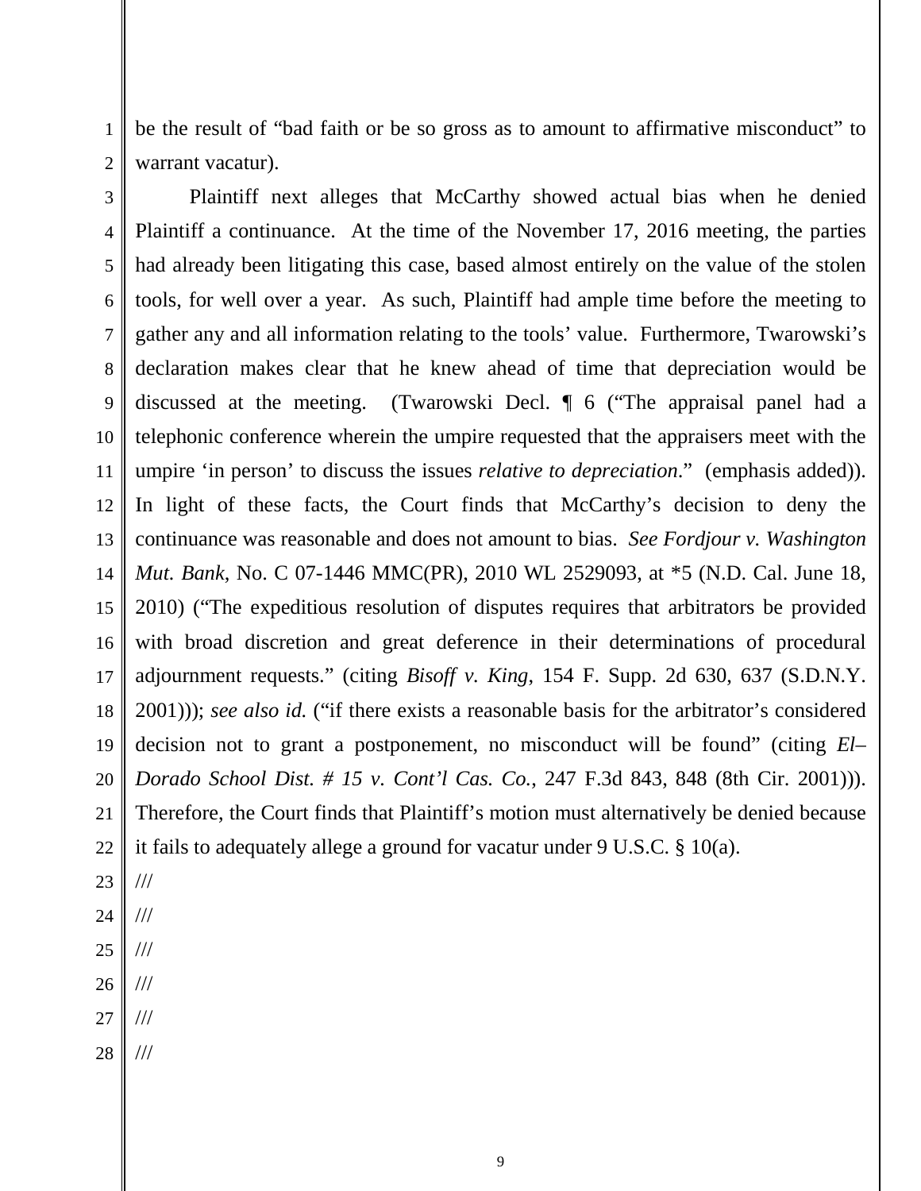be the result of "bad faith or be so gross as to amount to affirmative misconduct" to warrant vacatur).

Plaintiff next alleges that McCarthy showed actual bias when he denied Plaintiff a continuance. At the time of the November 17, 2016 meeting, the parties had already been litigating this case, based almost entirely on the value of the stolen tools, for well over a year. As such, Plaintiff had ample time before the meeting to gather any and all information relating to the tools' value. Furthermore, Twarowski's declaration makes clear that he knew ahead of time that depreciation would be discussed at the meeting. (Twarowski Decl. ¶ 6 ("The appraisal panel had a telephonic conference wherein the umpire requested that the appraisers meet with the umpire 'in person' to discuss the issues *relative to depreciation*." (emphasis added)). In light of these facts, the Court finds that McCarthy's decision to deny the continuance was reasonable and does not amount to bias. *See Fordjour v. Washington Mut. Bank*, No. C 07-1446 MMC(PR), 2010 WL 2529093, at *5 (N.D. Cal. June 18, 2010) ("The expeditious resolution of disputes requires that arbitrators be provided with broad discretion and great deference in their determinations of procedural adjournment requests." (citing *Bisoff v. King*, 154 F. Supp. 2d 630, 637 (S.D.N.Y. 2001))); *see also id.* ("if there exists a reasonable basis for the arbitrator's considered decision not to grant a postponement, no misconduct will be found" (citing *El–Dorado School Dist. # 15 v. Cont'l Cas. Co.*, 247 F.3d 843, 848 (8th Cir. 2001))). Therefore, the Court finds that Plaintiff's motion must alternatively be denied because it fails to adequately allege a ground for vacatur under 9 U.S.C. § 10(a).

///

///

///

///

///

///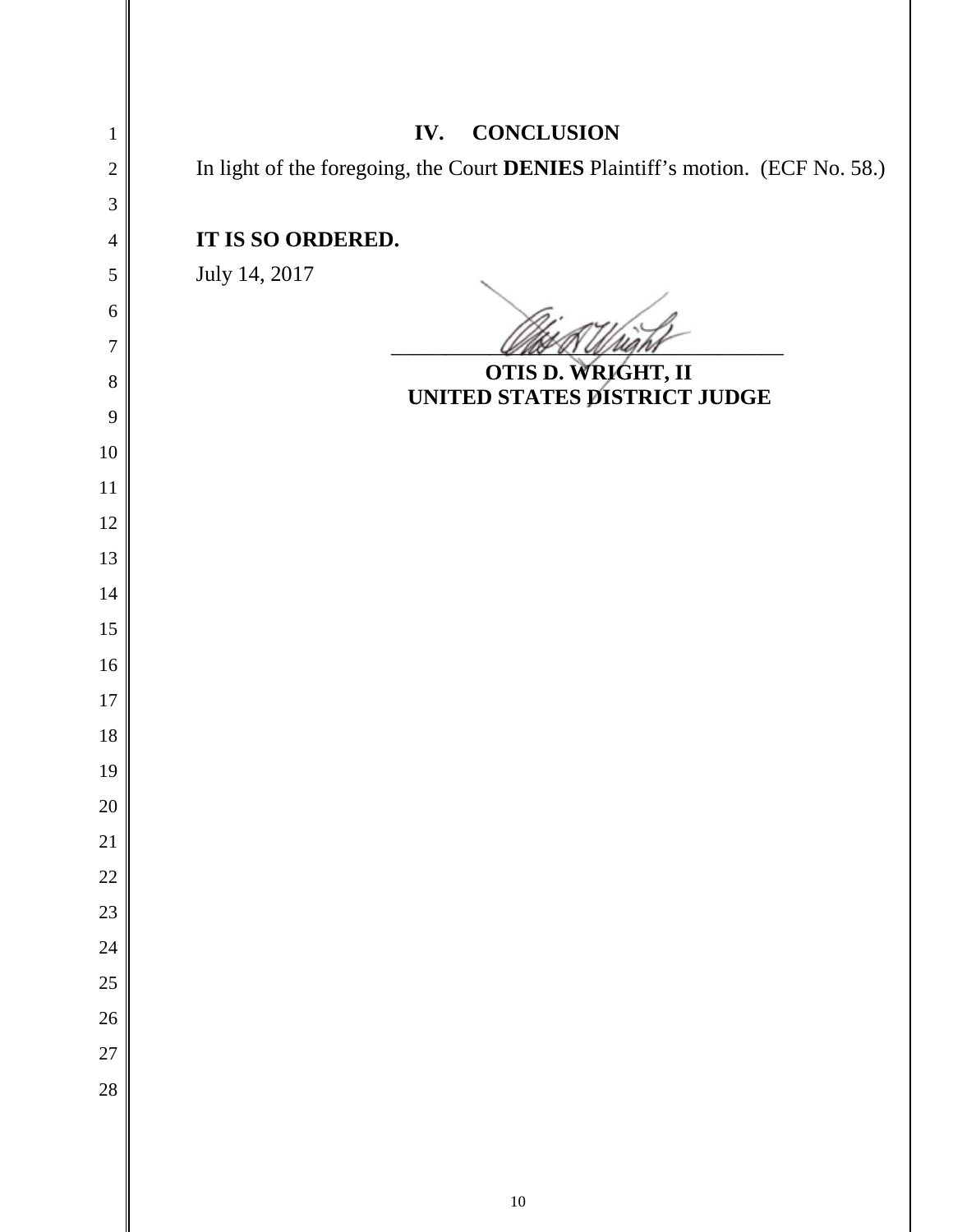## IV. CONCLUSION

In light of the foregoing, the Court **DENIES** Plaintiff's motion. (ECF No. 58.)

**IT IS SO ORDERED.**

July 14, 2017

**OTIS D. WRIGHT, II**
**UNITED STATES DISTRICT JUDGE**